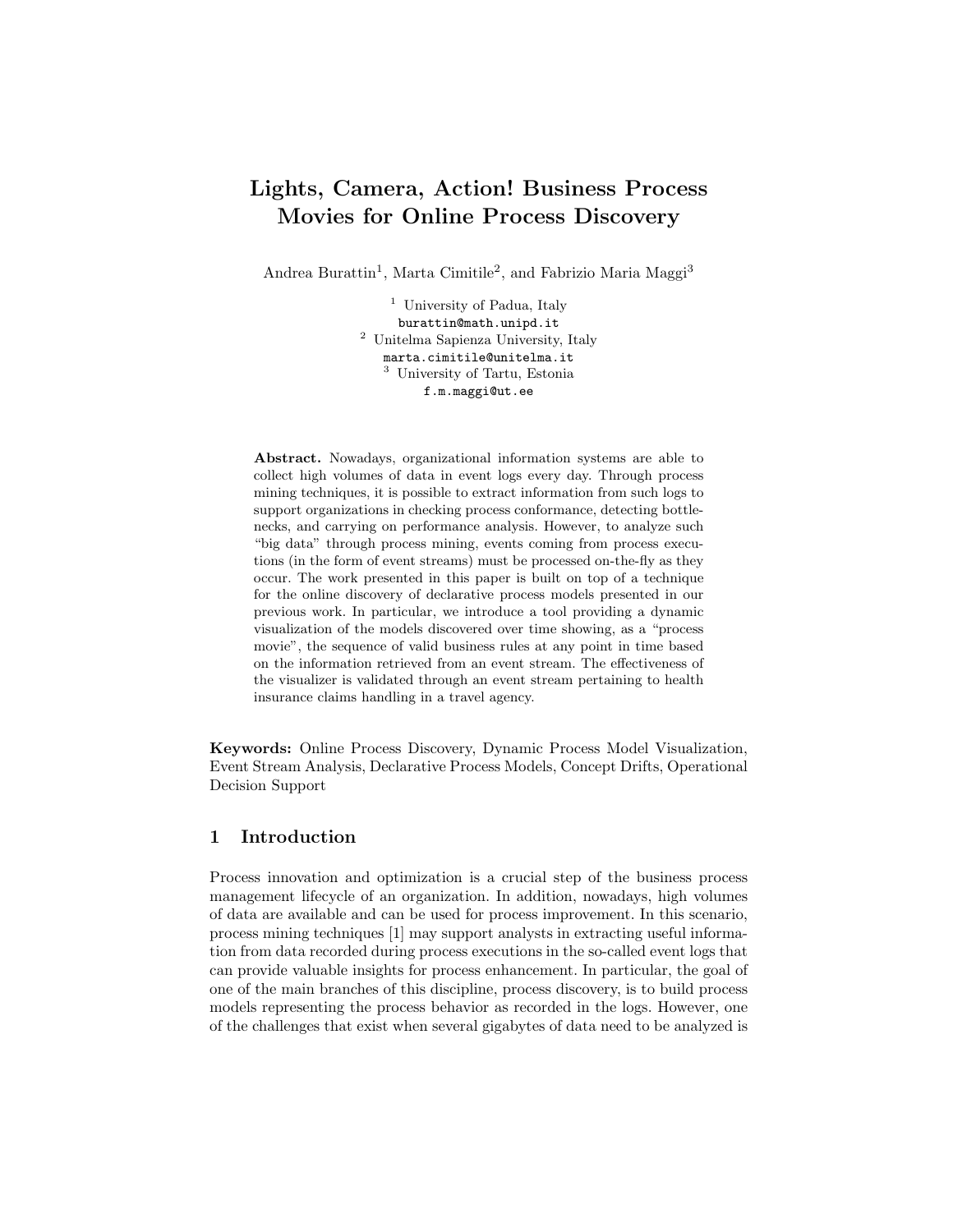# Lights, Camera, Action! Business Process Movies for Online Process Discovery

Andrea Burattin[1], Marta Cimitile[2], and Fabrizio Maria Maggi[3]

[1] University of Padua, Italy
burattin@math.unipd.it
[2] Unitelma Sapienza University, Italy
marta.cimitile@unitelma.it
[3] University of Tartu, Estonia
f.m.maggi@ut.ee

**Abstract.** Nowadays, organizational information systems are able to collect high volumes of data in event logs every day. Through process mining techniques, it is possible to extract information from such logs to support organizations in checking process conformance, detecting bottlenecks, and carrying on performance analysis. However, to analyze such "big data" through process mining, events coming from process executions (in the form of event streams) must be processed on-the-fly as they occur. The work presented in this paper is built on top of a technique for the online discovery of declarative process models presented in our previous work. In particular, we introduce a tool providing a dynamic visualization of the models discovered over time showing, as a "process movie", the sequence of valid business rules at any point in time based on the information retrieved from an event stream. The effectiveness of the visualizer is validated through an event stream pertaining to health insurance claims handling in a travel agency.

**Keywords:** Online Process Discovery, Dynamic Process Model Visualization, Event Stream Analysis, Declarative Process Models, Concept Drifts, Operational Decision Support

## 1 Introduction

Process innovation and optimization is a crucial step of the business process management lifecycle of an organization. In addition, nowadays, high volumes of data are available and can be used for process improvement. In this scenario, process mining techniques [1] may support analysts in extracting useful information from data recorded during process executions in the so-called event logs that can provide valuable insights for process enhancement. In particular, the goal of one of the main branches of this discipline, process discovery, is to build process models representing the process behavior as recorded in the logs. However, one of the challenges that exist when several gigabytes of data need to be analyzed is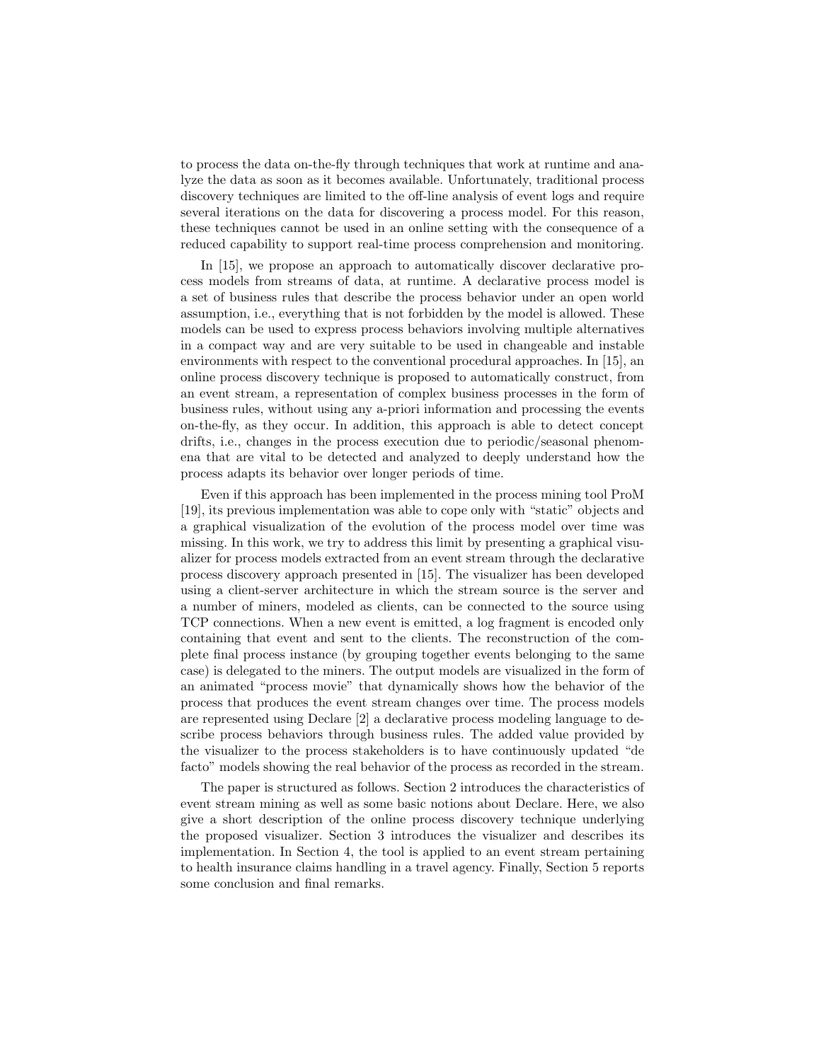to process the data on-the-fly through techniques that work at runtime and analyze the data as soon as it becomes available. Unfortunately, traditional process discovery techniques are limited to the off-line analysis of event logs and require several iterations on the data for discovering a process model. For this reason, these techniques cannot be used in an online setting with the consequence of a reduced capability to support real-time process comprehension and monitoring.

In [15], we propose an approach to automatically discover declarative process models from streams of data, at runtime. A declarative process model is a set of business rules that describe the process behavior under an open world assumption, i.e., everything that is not forbidden by the model is allowed. These models can be used to express process behaviors involving multiple alternatives in a compact way and are very suitable to be used in changeable and instable environments with respect to the conventional procedural approaches. In [15], an online process discovery technique is proposed to automatically construct, from an event stream, a representation of complex business processes in the form of business rules, without using any a-priori information and processing the events on-the-fly, as they occur. In addition, this approach is able to detect concept drifts, i.e., changes in the process execution due to periodic/seasonal phenomena that are vital to be detected and analyzed to deeply understand how the process adapts its behavior over longer periods of time.

Even if this approach has been implemented in the process mining tool ProM [19], its previous implementation was able to cope only with "static" objects and a graphical visualization of the evolution of the process model over time was missing. In this work, we try to address this limit by presenting a graphical visualizer for process models extracted from an event stream through the declarative process discovery approach presented in [15]. The visualizer has been developed using a client-server architecture in which the stream source is the server and a number of miners, modeled as clients, can be connected to the source using TCP connections. When a new event is emitted, a log fragment is encoded only containing that event and sent to the clients. The reconstruction of the complete final process instance (by grouping together events belonging to the same case) is delegated to the miners. The output models are visualized in the form of an animated "process movie" that dynamically shows how the behavior of the process that produces the event stream changes over time. The process models are represented using Declare [2] a declarative process modeling language to describe process behaviors through business rules. The added value provided by the visualizer to the process stakeholders is to have continuously updated "de facto" models showing the real behavior of the process as recorded in the stream.

The paper is structured as follows. Section 2 introduces the characteristics of event stream mining as well as some basic notions about Declare. Here, we also give a short description of the online process discovery technique underlying the proposed visualizer. Section 3 introduces the visualizer and describes its implementation. In Section 4, the tool is applied to an event stream pertaining to health insurance claims handling in a travel agency. Finally, Section 5 reports some conclusion and final remarks.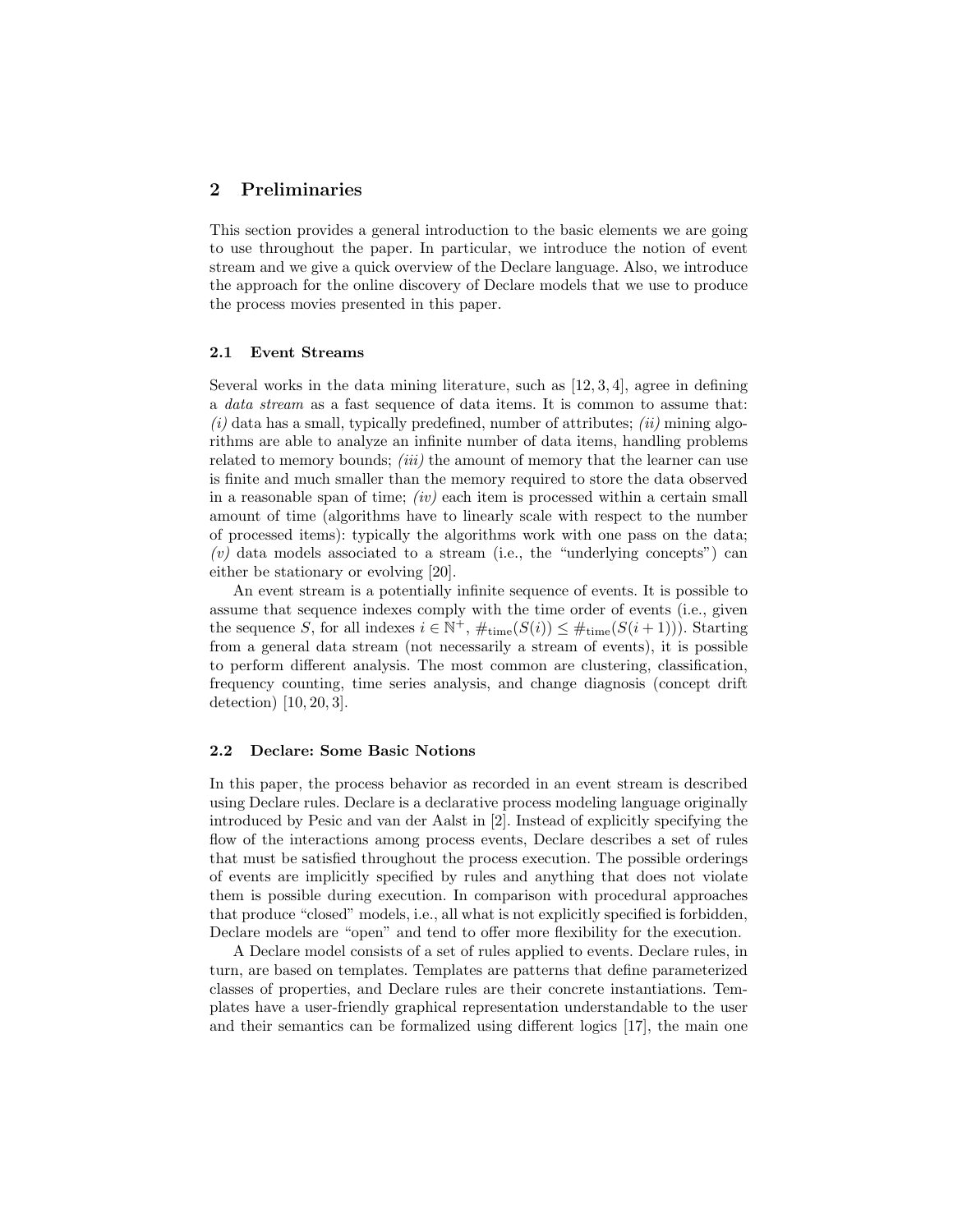## 2 Preliminaries

This section provides a general introduction to the basic elements we are going to use throughout the paper. In particular, we introduce the notion of event stream and we give a quick overview of the Declare language. Also, we introduce the approach for the online discovery of Declare models that we use to produce the process movies presented in this paper.

### 2.1 Event Streams

Several works in the data mining literature, such as [12, 3, 4], agree in defining a *data stream* as a fast sequence of data items. It is common to assume that: *(i)* data has a small, typically predefined, number of attributes; *(ii)* mining algorithms are able to analyze an infinite number of data items, handling problems related to memory bounds; *(iii)* the amount of memory that the learner can use is finite and much smaller than the memory required to store the data observed in a reasonable span of time; *(iv)* each item is processed within a certain small amount of time (algorithms have to linearly scale with respect to the number of processed items): typically the algorithms work with one pass on the data; *(v)* data models associated to a stream (i.e., the "underlying concepts") can either be stationary or evolving [20].

An event stream is a potentially infinite sequence of events. It is possible to assume that sequence indexes comply with the time order of events (i.e., given the sequence $S$, for all indexes $i \in \mathbb{N}^+$, $\#_{\text{time}}(S(i)) \leq \#_{\text{time}}(S(i+1))$). Starting from a general data stream (not necessarily a stream of events), it is possible to perform different analysis. The most common are clustering, classification, frequency counting, time series analysis, and change diagnosis (concept drift detection) [10, 20, 3].

### 2.2 Declare: Some Basic Notions

In this paper, the process behavior as recorded in an event stream is described using Declare rules. Declare is a declarative process modeling language originally introduced by Pesic and van der Aalst in [2]. Instead of explicitly specifying the flow of the interactions among process events, Declare describes a set of rules that must be satisfied throughout the process execution. The possible orderings of events are implicitly specified by rules and anything that does not violate them is possible during execution. In comparison with procedural approaches that produce "closed" models, i.e., all what is not explicitly specified is forbidden, Declare models are "open" and tend to offer more flexibility for the execution.

A Declare model consists of a set of rules applied to events. Declare rules, in turn, are based on templates. Templates are patterns that define parameterized classes of properties, and Declare rules are their concrete instantiations. Templates have a user-friendly graphical representation understandable to the user and their semantics can be formalized using different logics [17], the main one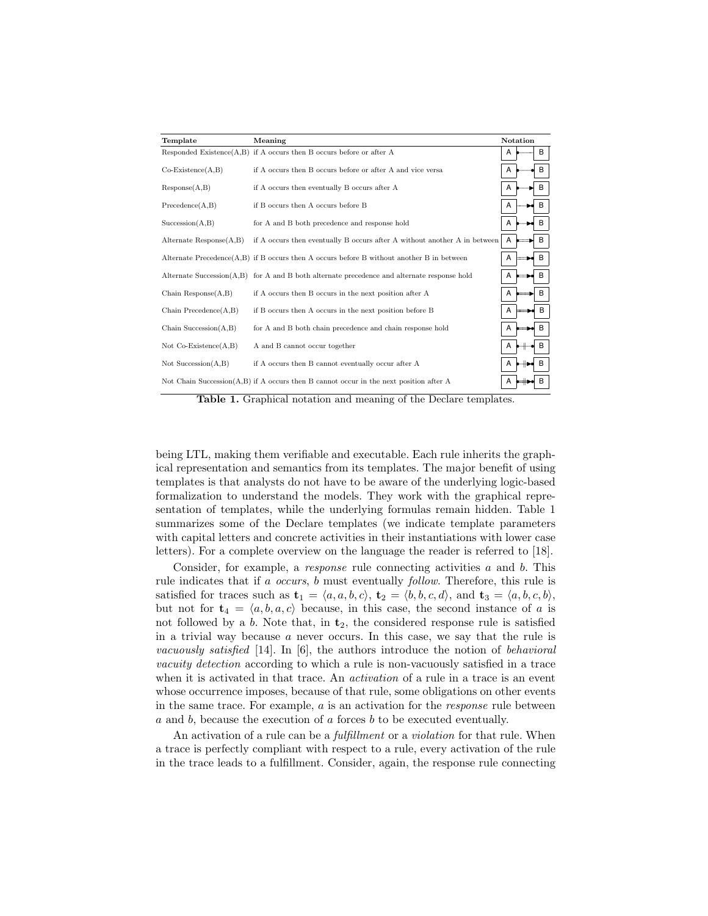| Template | Meaning | Notation |
|---|---|---|
| Responded Existence(A,B) | if A occurs then B occurs before or after A | A •—— B |
| Co-Existence(A,B) | if A occurs then B occurs before or after A and vice versa | A •——• B |
| Response(A,B) | if A occurs then eventually B occurs after A | A •——▶ B |
| Precedence(A,B) | if B occurs then A occurs before B | A ——▶• B |
| Succession(A,B) | for A and B both precedence and response hold | A •——▶• B |
| Alternate Response(A,B) | if A occurs then eventually B occurs after A without another A in between | A •═══▶ B |
| Alternate Precedence(A,B) | if B occurs then A occurs before B without another B in between | A ═══▶• B |
| Alternate Succession(A,B) | for A and B both alternate precedence and alternate response hold | A •═══▶• B |
| Chain Response(A,B) | if A occurs then B occurs in the next position after A | A •≡≡≡▶ B |
| Chain Precedence(A,B) | if B occurs then A occurs in the next position before B | A ≡≡≡▶• B |
| Chain Succession(A,B) | for A and B both chain precedence and chain response hold | A •≡≡≡▶• B |
| Not Co-Existence(A,B) | A and B cannot occur together | A •–‖–• B |
| Not Succession(A,B) | if A occurs then B cannot eventually occur after A | A •–‖▶• B |
| Not Chain Succession(A,B) | if A occurs then B cannot occur in the next position after A | A •≡‖▶• B |

**Table 1.** Graphical notation and meaning of the Declare templates.

being LTL, making them verifiable and executable. Each rule inherits the graphical representation and semantics from its templates. The major benefit of using templates is that analysts do not have to be aware of the underlying logic-based formalization to understand the models. They work with the graphical representation of templates, while the underlying formulas remain hidden. Table 1 summarizes some of the Declare templates (we indicate template parameters with capital letters and concrete activities in their instantiations with lower case letters). For a complete overview on the language the reader is referred to [18].

Consider, for example, a *response* rule connecting activities $a$ and $b$. This rule indicates that if $a$ *occurs*, $b$ must eventually *follow*. Therefore, this rule is satisfied for traces such as $\mathbf{t}_1 = \langle a, a, b, c\rangle$, $\mathbf{t}_2 = \langle b, b, c, d\rangle$, and $\mathbf{t}_3 = \langle a, b, c, b\rangle$, but not for $\mathbf{t}_4 = \langle a, b, a, c\rangle$ because, in this case, the second instance of $a$ is not followed by a $b$. Note that, in $\mathbf{t}_2$, the considered response rule is satisfied in a trivial way because $a$ never occurs. In this case, we say that the rule is *vacuously satisfied* [14]. In [6], the authors introduce the notion of *behavioral vacuity detection* according to which a rule is non-vacuously satisfied in a trace when it is activated in that trace. An *activation* of a rule in a trace is an event whose occurrence imposes, because of that rule, some obligations on other events in the same trace. For example, $a$ is an activation for the *response* rule between $a$ and $b$, because the execution of $a$ forces $b$ to be executed eventually.

An activation of a rule can be a *fulfillment* or a *violation* for that rule. When a trace is perfectly compliant with respect to a rule, every activation of the rule in the trace leads to a fulfillment. Consider, again, the response rule connecting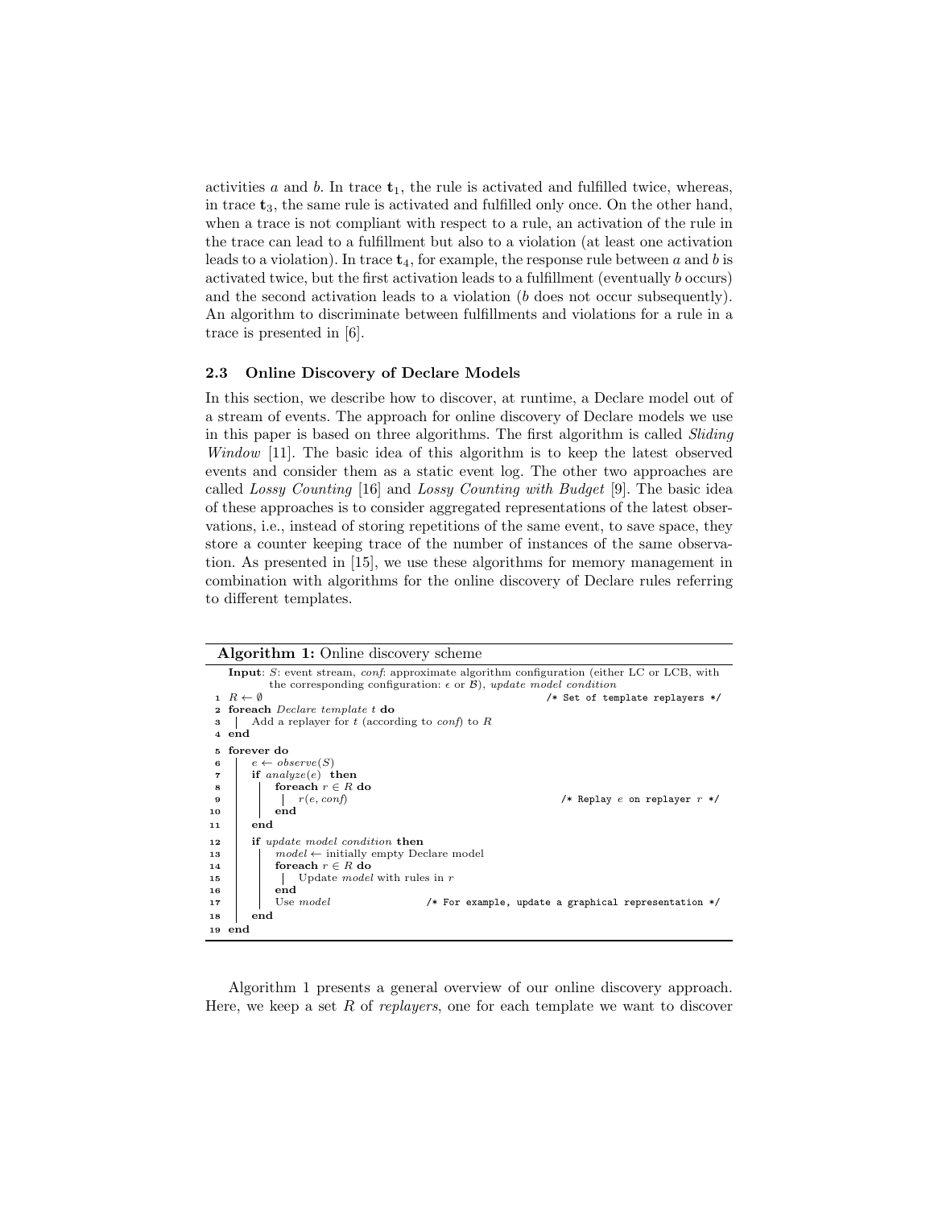activities $a$ and $b$. In trace $\mathbf{t}_1$, the rule is activated and fulfilled twice, whereas, in trace $\mathbf{t}_3$, the same rule is activated and fulfilled only once. On the other hand, when a trace is not compliant with respect to a rule, an activation of the rule in the trace can lead to a fulfillment but also to a violation (at least one activation leads to a violation). In trace $\mathbf{t}_4$, for example, the response rule between $a$ and $b$ is activated twice, but the first activation leads to a fulfillment (eventually $b$ occurs) and the second activation leads to a violation ($b$ does not occur subsequently). An algorithm to discriminate between fulfillments and violations for a rule in a trace is presented in [6].

### 2.3 Online Discovery of Declare Models

In this section, we describe how to discover, at runtime, a Declare model out of a stream of events. The approach for online discovery of Declare models we use in this paper is based on three algorithms. The first algorithm is called *Sliding Window* [11]. The basic idea of this algorithm is to keep the latest observed events and consider them as a static event log. The other two approaches are called *Lossy Counting* [16] and *Lossy Counting with Budget* [9]. The basic idea of these approaches is to consider aggregated representations of the latest observations, i.e., instead of storing repetitions of the same event, to save space, they store a counter keeping trace of the number of instances of the same observation. As presented in [15], we use these algorithms for memory management in combination with algorithms for the online discovery of Declare rules referring to different templates.

**Algorithm 1:** Online discovery scheme

```
   Input: S: event stream, conf: approximate algorithm configuration (either LC or LCB, with
          the corresponding configuration: ϵ or B), update model condition
 1 R ← ∅                                                    /* Set of template replayers */
 2 foreach Declare template t do
 3 |  Add a replayer for t (according to conf) to R
 4 end
 5 forever do
 6 |  e ← observe(S)
 7 |  if analyze(e) then
 8 |  |  foreach r ∈ R do
 9 |  |  |  r(e, conf)                                       /* Replay e on replayer r */
10 |  |  end
11 |  end
12 |  if update model condition then
13 |  |  model ← initially empty Declare model
14 |  |  foreach r ∈ R do
15 |  |  |  Update model with rules in r
16 |  |  end
17 |  |  Use model                 /* For example, update a graphical representation */
18 |  end
19 end
```

Algorithm 1 presents a general overview of our online discovery approach. Here, we keep a set $R$ of *replayers*, one for each template we want to discover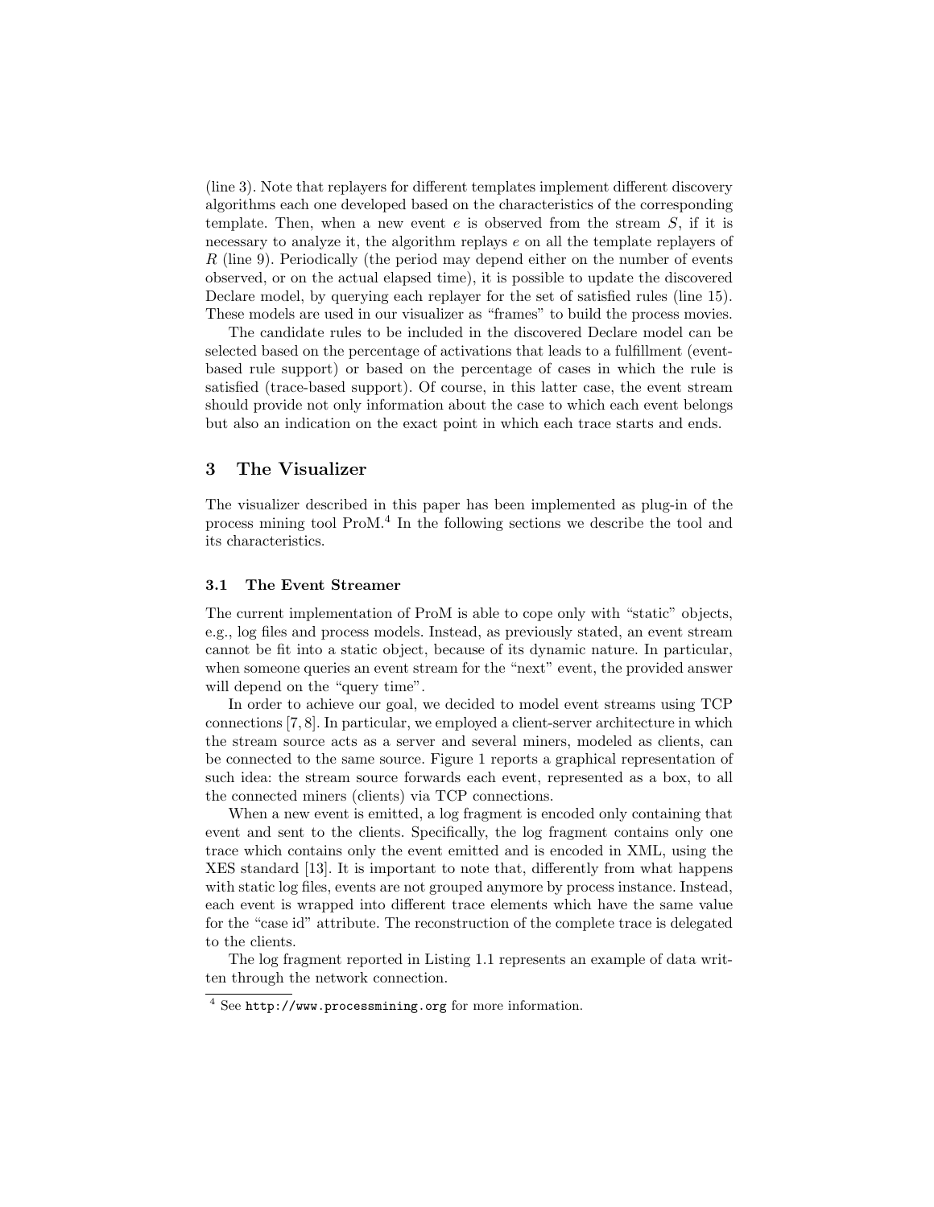(line 3). Note that replayers for different templates implement different discovery algorithms each one developed based on the characteristics of the corresponding template. Then, when a new event $e$ is observed from the stream $S$, if it is necessary to analyze it, the algorithm replays $e$ on all the template replayers of $R$ (line 9). Periodically (the period may depend either on the number of events observed, or on the actual elapsed time), it is possible to update the discovered Declare model, by querying each replayer for the set of satisfied rules (line 15). These models are used in our visualizer as "frames" to build the process movies.

The candidate rules to be included in the discovered Declare model can be selected based on the percentage of activations that leads to a fulfillment (event-based rule support) or based on the percentage of cases in which the rule is satisfied (trace-based support). Of course, in this latter case, the event stream should provide not only information about the case to which each event belongs but also an indication on the exact point in which each trace starts and ends.

## 3 The Visualizer

The visualizer described in this paper has been implemented as plug-in of the process mining tool ProM.[4] In the following sections we describe the tool and its characteristics.

### 3.1 The Event Streamer

The current implementation of ProM is able to cope only with "static" objects, e.g., log files and process models. Instead, as previously stated, an event stream cannot be fit into a static object, because of its dynamic nature. In particular, when someone queries an event stream for the "next" event, the provided answer will depend on the "query time".

In order to achieve our goal, we decided to model event streams using TCP connections [7, 8]. In particular, we employed a client-server architecture in which the stream source acts as a server and several miners, modeled as clients, can be connected to the same source. Figure 1 reports a graphical representation of such idea: the stream source forwards each event, represented as a box, to all the connected miners (clients) via TCP connections.

When a new event is emitted, a log fragment is encoded only containing that event and sent to the clients. Specifically, the log fragment contains only one trace which contains only the event emitted and is encoded in XML, using the XES standard [13]. It is important to note that, differently from what happens with static log files, events are not grouped anymore by process instance. Instead, each event is wrapped into different trace elements which have the same value for the "case id" attribute. The reconstruction of the complete trace is delegated to the clients.

The log fragment reported in Listing 1.1 represents an example of data written through the network connection.

[4] See `http://www.processmining.org` for more information.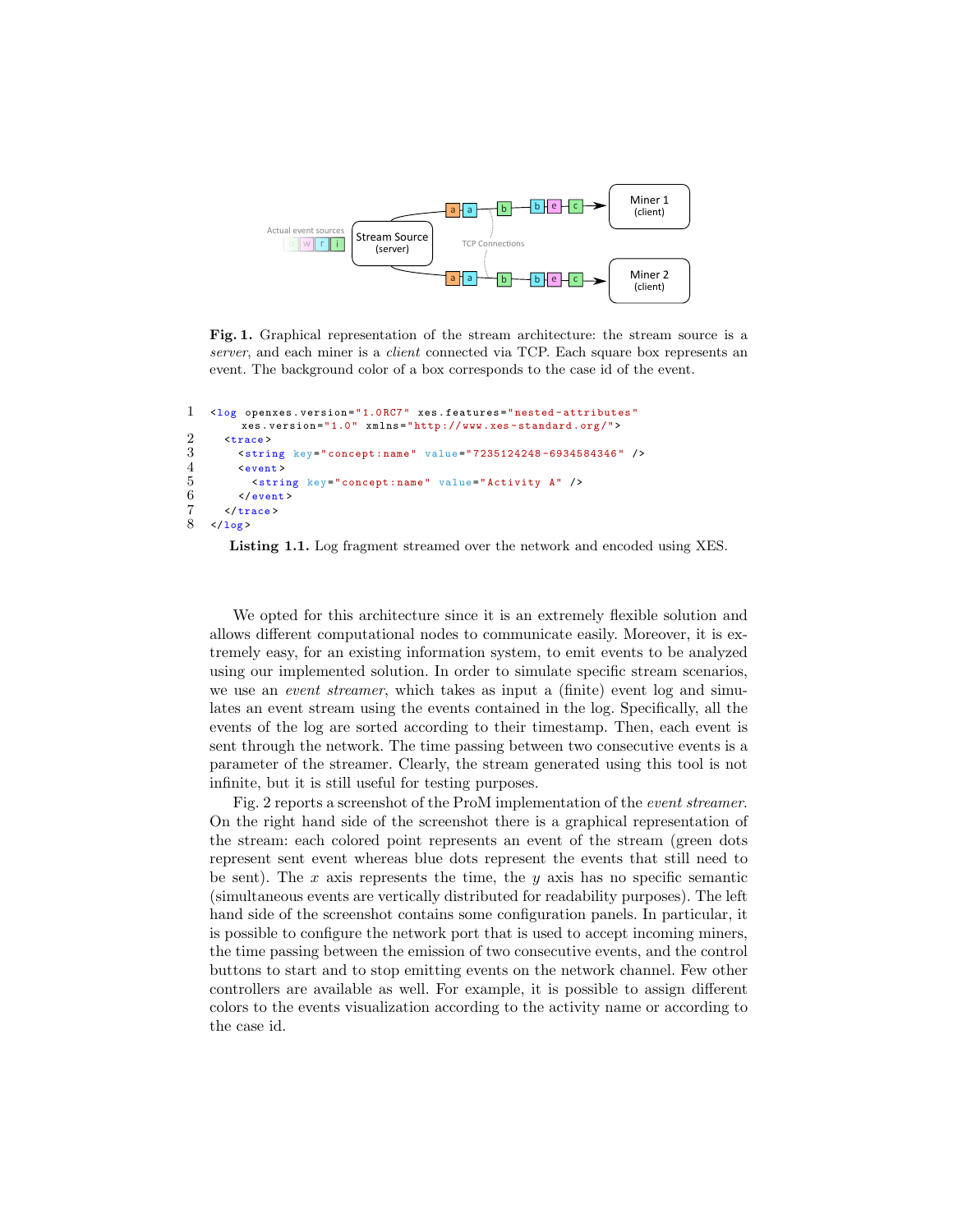**Fig. 1.** Graphical representation of the stream architecture: the stream source is a *server*, and each miner is a *client* connected via TCP. Each square box represents an event. The background color of a box corresponds to the case id of the event.

```
1 <log openxes.version="1.0RC7" xes.features="nested-attributes"
      xes.version="1.0" xmlns="http://www.xes-standard.org/">
2   <trace>
3     <string key="concept:name" value="7235124248-6934584346" />
4     <event>
5       <string key="concept:name" value="Activity A" />
6     </event>
7   </trace>
8 </log>
```

**Listing 1.1.** Log fragment streamed over the network and encoded using XES.

We opted for this architecture since it is an extremely flexible solution and allows different computational nodes to communicate easily. Moreover, it is extremely easy, for an existing information system, to emit events to be analyzed using our implemented solution. In order to simulate specific stream scenarios, we use an *event streamer*, which takes as input a (finite) event log and simulates an event stream using the events contained in the log. Specifically, all the events of the log are sorted according to their timestamp. Then, each event is sent through the network. The time passing between two consecutive events is a parameter of the streamer. Clearly, the stream generated using this tool is not infinite, but it is still useful for testing purposes.

Fig. 2 reports a screenshot of the ProM implementation of the *event streamer*. On the right hand side of the screenshot there is a graphical representation of the stream: each colored point represents an event of the stream (green dots represent sent event whereas blue dots represent the events that still need to be sent). The $x$ axis represents the time, the $y$ axis has no specific semantic (simultaneous events are vertically distributed for readability purposes). The left hand side of the screenshot contains some configuration panels. In particular, it is possible to configure the network port that is used to accept incoming miners, the time passing between the emission of two consecutive events, and the control buttons to start and to stop emitting events on the network channel. Few other controllers are available as well. For example, it is possible to assign different colors to the events visualization according to the activity name or according to the case id.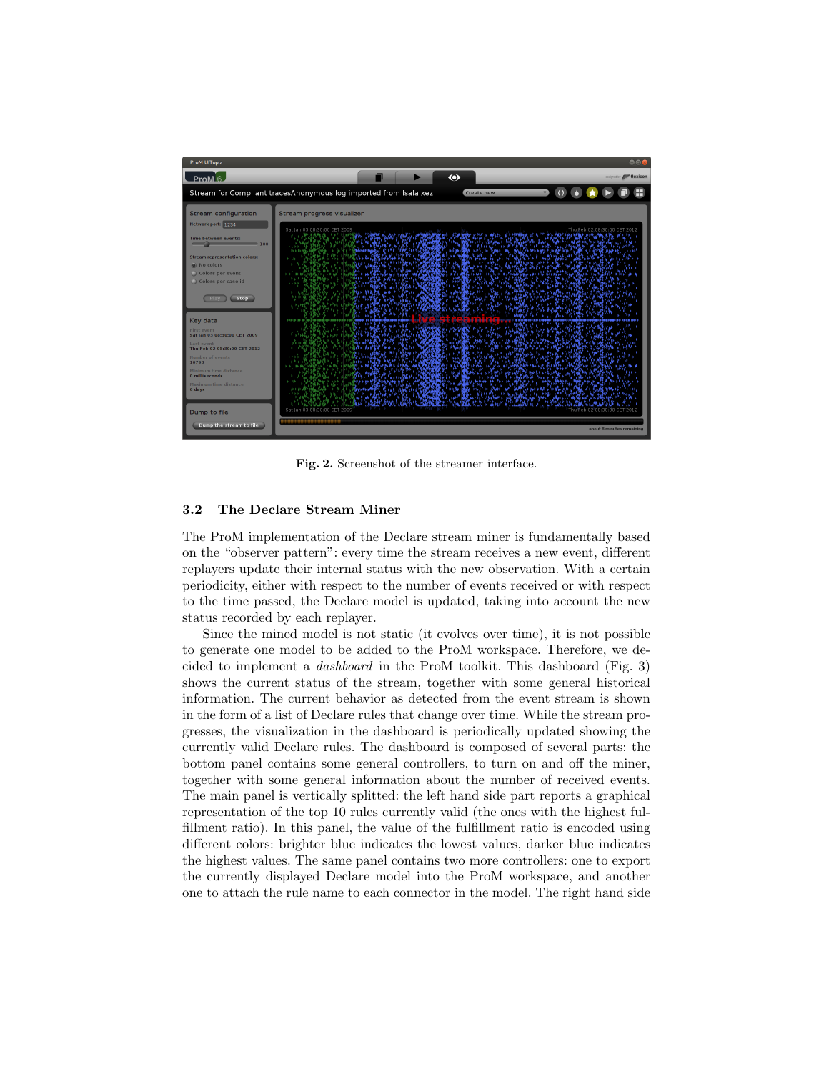Fig. 2. Screenshot of the streamer interface.

### 3.2 The Declare Stream Miner

The ProM implementation of the Declare stream miner is fundamentally based on the “observer pattern”: every time the stream receives a new event, different replayers update their internal status with the new observation. With a certain periodicity, either with respect to the number of events received or with respect to the time passed, the Declare model is updated, taking into account the new status recorded by each replayer.

Since the mined model is not static (it evolves over time), it is not possible to generate one model to be added to the ProM workspace. Therefore, we decided to implement a *dashboard* in the ProM toolkit. This dashboard (Fig. 3) shows the current status of the stream, together with some general historical information. The current behavior as detected from the event stream is shown in the form of a list of Declare rules that change over time. While the stream progresses, the visualization in the dashboard is periodically updated showing the currently valid Declare rules. The dashboard is composed of several parts: the bottom panel contains some general controllers, to turn on and off the miner, together with some general information about the number of received events. The main panel is vertically splitted: the left hand side part reports a graphical representation of the top 10 rules currently valid (the ones with the highest fulfillment ratio). In this panel, the value of the fulfillment ratio is encoded using different colors: brighter blue indicates the lowest values, darker blue indicates the highest values. The same panel contains two more controllers: one to export the currently displayed Declare model into the ProM workspace, and another one to attach the rule name to each connector in the model. The right hand side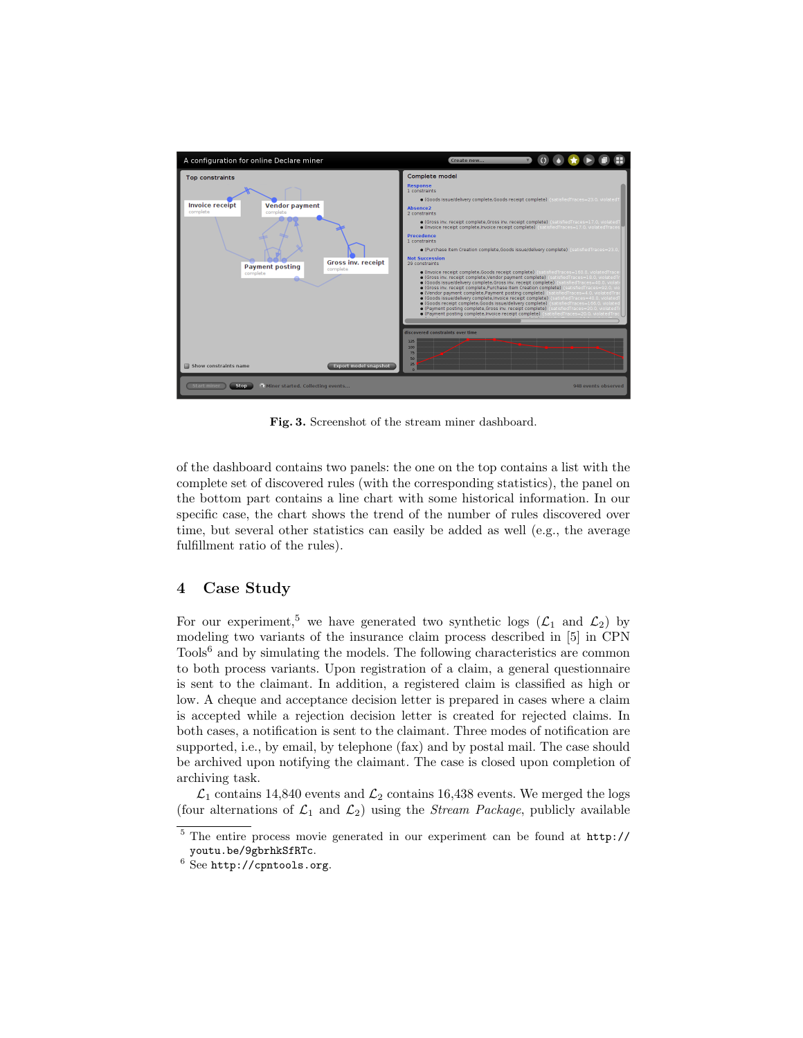Fig. 3. Screenshot of the stream miner dashboard.

of the dashboard contains two panels: the one on the top contains a list with the complete set of discovered rules (with the corresponding statistics), the panel on the bottom part contains a line chart with some historical information. In our specific case, the chart shows the trend of the number of rules discovered over time, but several other statistics can easily be added as well (e.g., the average fulfillment ratio of the rules).

## 4 Case Study

For our experiment,[5] we have generated two synthetic logs ($\mathcal{L}_1$ and $\mathcal{L}_2$) by modeling two variants of the insurance claim process described in [5] in CPN Tools[6] and by simulating the models. The following characteristics are common to both process variants. Upon registration of a claim, a general questionnaire is sent to the claimant. In addition, a registered claim is classified as high or low. A cheque and acceptance decision letter is prepared in cases where a claim is accepted while a rejection decision letter is created for rejected claims. In both cases, a notification is sent to the claimant. Three modes of notification are supported, i.e., by email, by telephone (fax) and by postal mail. The case should be archived upon notifying the claimant. The case is closed upon completion of archiving task.

$\mathcal{L}_1$ contains 14,840 events and $\mathcal{L}_2$ contains 16,438 events. We merged the logs (four alternations of $\mathcal{L}_1$ and $\mathcal{L}_2$) using the *Stream Package*, publicly available

---

[5] The entire process movie generated in our experiment can be found at `http://youtu.be/9gbrhkSfRTc`.

[6] See `http://cpntools.org`.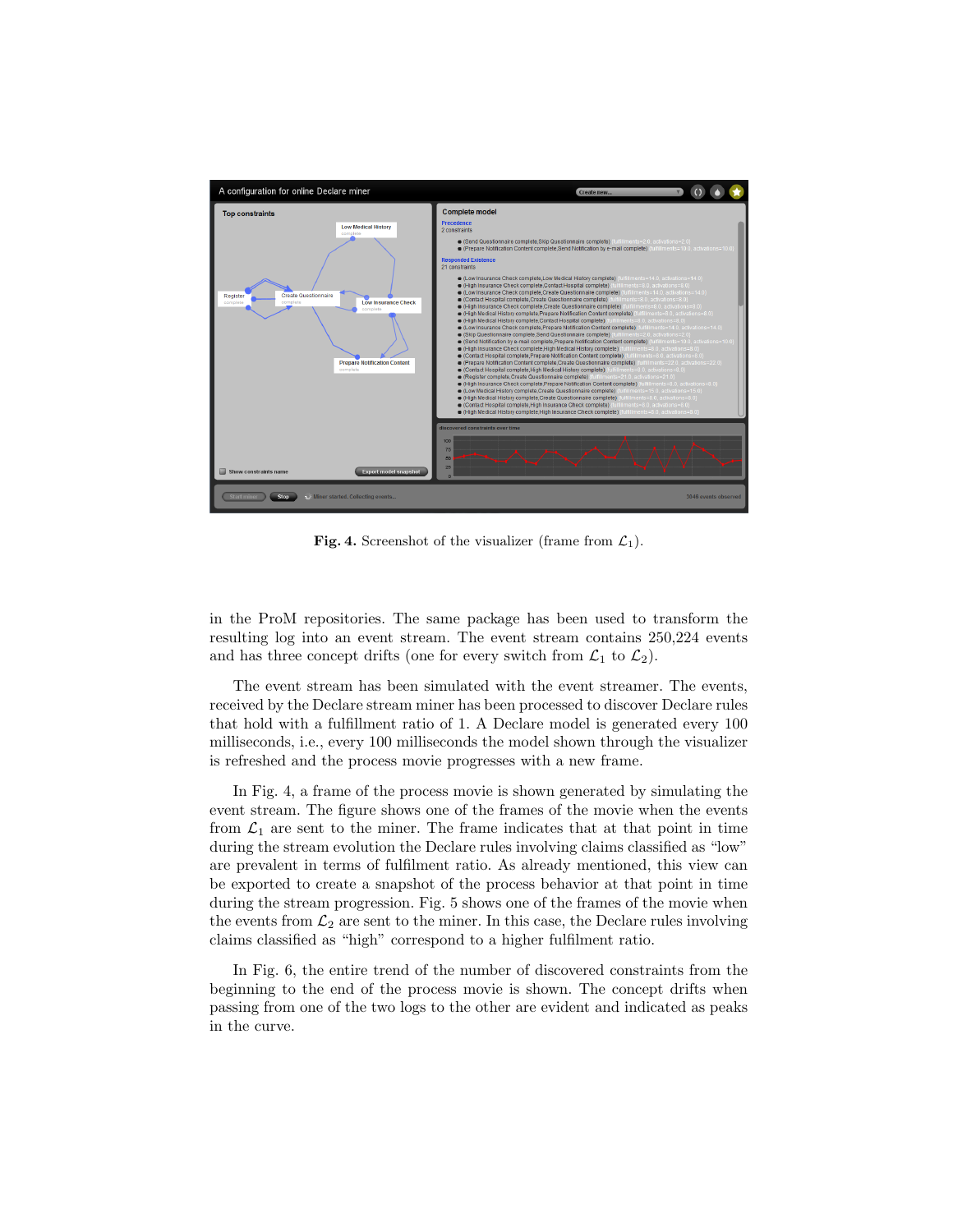Fig. 4. Screenshot of the visualizer (frame from $\mathcal{L}_1$).

in the ProM repositories. The same package has been used to transform the resulting log into an event stream. The event stream contains 250,224 events and has three concept drifts (one for every switch from $\mathcal{L}_1$ to $\mathcal{L}_2$).

The event stream has been simulated with the event streamer. The events, received by the Declare stream miner has been processed to discover Declare rules that hold with a fulfillment ratio of 1. A Declare model is generated every 100 milliseconds, i.e., every 100 milliseconds the model shown through the visualizer is refreshed and the process movie progresses with a new frame.

In Fig. 4, a frame of the process movie is shown generated by simulating the event stream. The figure shows one of the frames of the movie when the events from $\mathcal{L}_1$ are sent to the miner. The frame indicates that at that point in time during the stream evolution the Declare rules involving claims classified as "low" are prevalent in terms of fulfilment ratio. As already mentioned, this view can be exported to create a snapshot of the process behavior at that point in time during the stream progression. Fig. 5 shows one of the frames of the movie when the events from $\mathcal{L}_2$ are sent to the miner. In this case, the Declare rules involving claims classified as "high" correspond to a higher fulfilment ratio.

In Fig. 6, the entire trend of the number of discovered constraints from the beginning to the end of the process movie is shown. The concept drifts when passing from one of the two logs to the other are evident and indicated as peaks in the curve.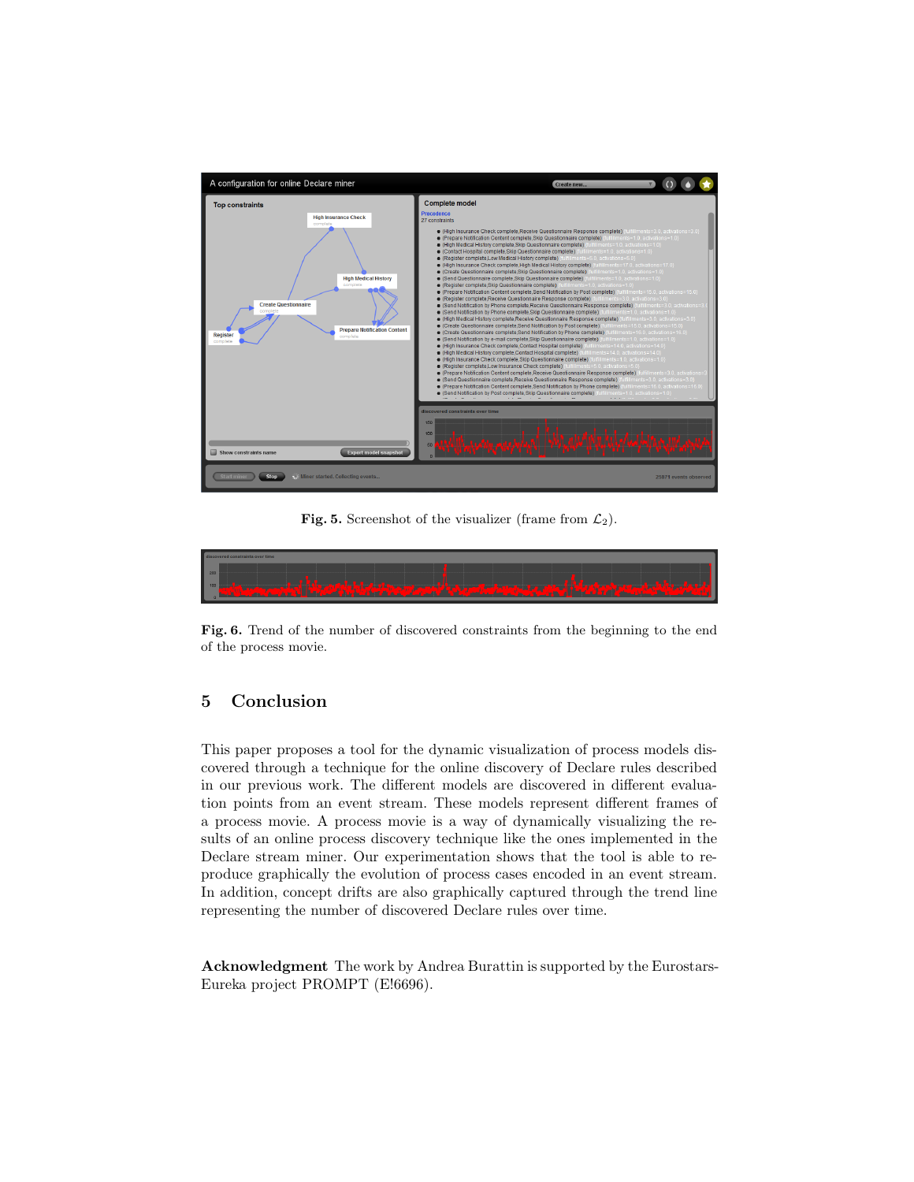**Fig. 5.** Screenshot of the visualizer (frame from $\mathcal{L}_2$).

**Fig. 6.** Trend of the number of discovered constraints from the beginning to the end of the process movie.

## 5 Conclusion

This paper proposes a tool for the dynamic visualization of process models discovered through a technique for the online discovery of Declare rules described in our previous work. The different models are discovered in different evaluation points from an event stream. These models represent different frames of a process movie. A process movie is a way of dynamically visualizing the results of an online process discovery technique like the ones implemented in the Declare stream miner. Our experimentation shows that the tool is able to reproduce graphically the evolution of process cases encoded in an event stream. In addition, concept drifts are also graphically captured through the trend line representing the number of discovered Declare rules over time.

**Acknowledgment** The work by Andrea Burattin is supported by the Eurostars-Eureka project PROMPT (E!6696).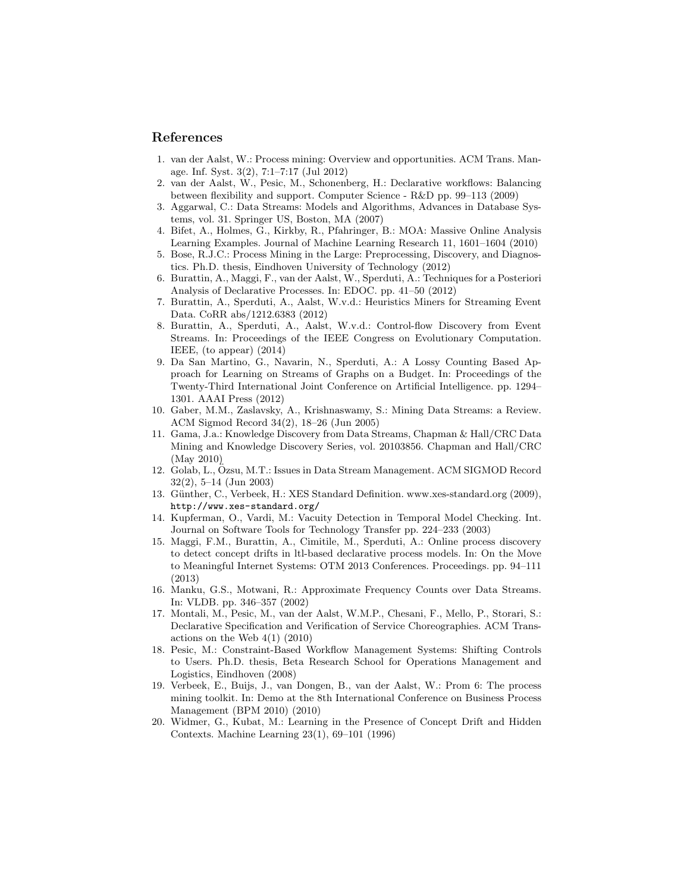## References

1. van der Aalst, W.: Process mining: Overview and opportunities. ACM Trans. Manage. Inf. Syst. 3(2), 7:1–7:17 (Jul 2012)
2. van der Aalst, W., Pesic, M., Schonenberg, H.: Declarative workflows: Balancing between flexibility and support. Computer Science - R&D pp. 99–113 (2009)
3. Aggarwal, C.: Data Streams: Models and Algorithms, Advances in Database Systems, vol. 31. Springer US, Boston, MA (2007)
4. Bifet, A., Holmes, G., Kirkby, R., Pfahringer, B.: MOA: Massive Online Analysis Learning Examples. Journal of Machine Learning Research 11, 1601–1604 (2010)
5. Bose, R.J.C.: Process Mining in the Large: Preprocessing, Discovery, and Diagnostics. Ph.D. thesis, Eindhoven University of Technology (2012)
6. Burattin, A., Maggi, F., van der Aalst, W., Sperduti, A.: Techniques for a Posteriori Analysis of Declarative Processes. In: EDOC. pp. 41–50 (2012)
7. Burattin, A., Sperduti, A., Aalst, W.v.d.: Heuristics Miners for Streaming Event Data. CoRR abs/1212.6383 (2012)
8. Burattin, A., Sperduti, A., Aalst, W.v.d.: Control-flow Discovery from Event Streams. In: Proceedings of the IEEE Congress on Evolutionary Computation. IEEE, (to appear) (2014)
9. Da San Martino, G., Navarin, N., Sperduti, A.: A Lossy Counting Based Approach for Learning on Streams of Graphs on a Budget. In: Proceedings of the Twenty-Third International Joint Conference on Artificial Intelligence. pp. 1294–1301. AAAI Press (2012)
10. Gaber, M.M., Zaslavsky, A., Krishnaswamy, S.: Mining Data Streams: a Review. ACM Sigmod Record 34(2), 18–26 (Jun 2005)
11. Gama, J.a.: Knowledge Discovery from Data Streams, Chapman & Hall/CRC Data Mining and Knowledge Discovery Series, vol. 20103856. Chapman and Hall/CRC (May 2010)
12. Golab, L., Özsu, M.T.: Issues in Data Stream Management. ACM SIGMOD Record 32(2), 5–14 (Jun 2003)
13. Günther, C., Verbeek, H.: XES Standard Definition. www.xes-standard.org (2009), http://www.xes-standard.org/
14. Kupferman, O., Vardi, M.: Vacuity Detection in Temporal Model Checking. Int. Journal on Software Tools for Technology Transfer pp. 224–233 (2003)
15. Maggi, F.M., Burattin, A., Cimitile, M., Sperduti, A.: Online process discovery to detect concept drifts in ltl-based declarative process models. In: On the Move to Meaningful Internet Systems: OTM 2013 Conferences. Proceedings. pp. 94–111 (2013)
16. Manku, G.S., Motwani, R.: Approximate Frequency Counts over Data Streams. In: VLDB. pp. 346–357 (2002)
17. Montali, M., Pesic, M., van der Aalst, W.M.P., Chesani, F., Mello, P., Storari, S.: Declarative Specification and Verification of Service Choreographies. ACM Transactions on the Web 4(1) (2010)
18. Pesic, M.: Constraint-Based Workflow Management Systems: Shifting Controls to Users. Ph.D. thesis, Beta Research School for Operations Management and Logistics, Eindhoven (2008)
19. Verbeek, E., Buijs, J., van Dongen, B., van der Aalst, W.: Prom 6: The process mining toolkit. In: Demo at the 8th International Conference on Business Process Management (BPM 2010) (2010)
20. Widmer, G., Kubat, M.: Learning in the Presence of Concept Drift and Hidden Contexts. Machine Learning 23(1), 69–101 (1996)